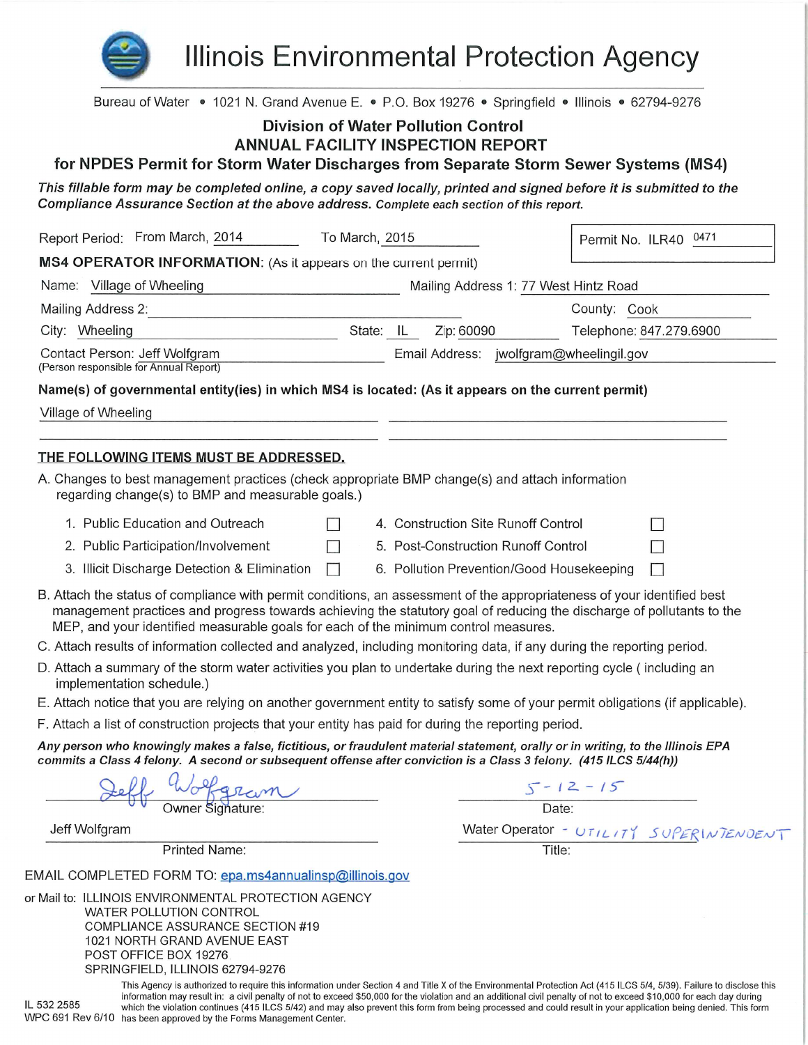# Illinois Environmental Protection Agency

Bureau of Water • 1021 N. Grand Avenue E. • P.O. Box 19276 • Springfield • Illinois • 62794-9276

## Division of Water Pollution Control
## ANNUAL FACILITY INSPECTION REPORT
## for NPDES Permit for Storm Water Discharges from Separate Storm Sewer Systems (MS4)

***This fillable form may be completed online, a copy saved locally, printed and signed before it is submitted to the Compliance Assurance Section at the above address.*** **Complete each section of this report.**

Report Period: From March, 2014 To March, 2015

Permit No. ILR40 0471

**MS4 OPERATOR INFORMATION:** (As it appears on the current permit)

Name: Village of Wheeling

Mailing Address 1: 77 West Hintz Road

Mailing Address 2:

County: Cook

City: Wheeling

State: IL

Zip: 60090

Telephone: 847.279.6900

Contact Person: Jeff Wolfgram
(Person responsible for Annual Report)

Email Address: jwolfgram@wheelingil.gov

**Name(s) of governmental entity(ies) in which MS4 is located: (As it appears on the current permit)**

Village of Wheeling

**THE FOLLOWING ITEMS MUST BE ADDRESSED.**

A. Changes to best management practices (check appropriate BMP change(s) and attach information regarding change(s) to BMP and measurable goals.)

| | | | |
|---|---|---|---|
| 1. Public Education and Outreach | ☐ | 4. Construction Site Runoff Control | ☐ |
| 2. Public Participation/Involvement | ☐ | 5. Post-Construction Runoff Control | ☐ |
| 3. Illicit Discharge Detection & Elimination | ☐ | 6. Pollution Prevention/Good Housekeeping | ☐ |

B. Attach the status of compliance with permit conditions, an assessment of the appropriateness of your identified best management practices and progress towards achieving the statutory goal of reducing the discharge of pollutants to the MEP, and your identified measurable goals for each of the minimum control measures.

C. Attach results of information collected and analyzed, including monitoring data, if any during the reporting period.

D. Attach a summary of the storm water activities you plan to undertake during the next reporting cycle ( including an implementation schedule.)

E. Attach notice that you are relying on another government entity to satisfy some of your permit obligations (if applicable).

F. Attach a list of construction projects that your entity has paid for during the reporting period.

***Any person who knowingly makes a false, fictitious, or fraudulent material statement, orally or in writing, to the Illinois EPA commits a Class 4 felony. A second or subsequent offense after conviction is a Class 3 felony. (415 ILCS 5/44(h))***

Jeff Wolfgram
Owner Signature:

5-12-15
Date:

Jeff Wolfgram
Printed Name:

Water Operator - UTILITY SUPERINTENDENT
Title:

EMAIL COMPLETED FORM TO: epa.ms4annualinsp@illinois.gov

or Mail to: ILLINOIS ENVIRONMENTAL PROTECTION AGENCY
WATER POLLUTION CONTROL
COMPLIANCE ASSURANCE SECTION #19
1021 NORTH GRAND AVENUE EAST
POST OFFICE BOX 19276
SPRINGFIELD, ILLINOIS 62794-9276

IL 532 2585
WPC 691 Rev 6/10

This Agency is authorized to require this information under Section 4 and Title X of the Environmental Protection Act (415 ILCS 5/4, 5/39). Failure to disclose this information may result in: a civil penalty of not to exceed $50,000 for the violation and an additional civil penalty of not to exceed $10,000 for each day during which the violation continues (415 ILCS 5/42) and may also prevent this form from being processed and could result in your application being denied. This form has been approved by the Forms Management Center.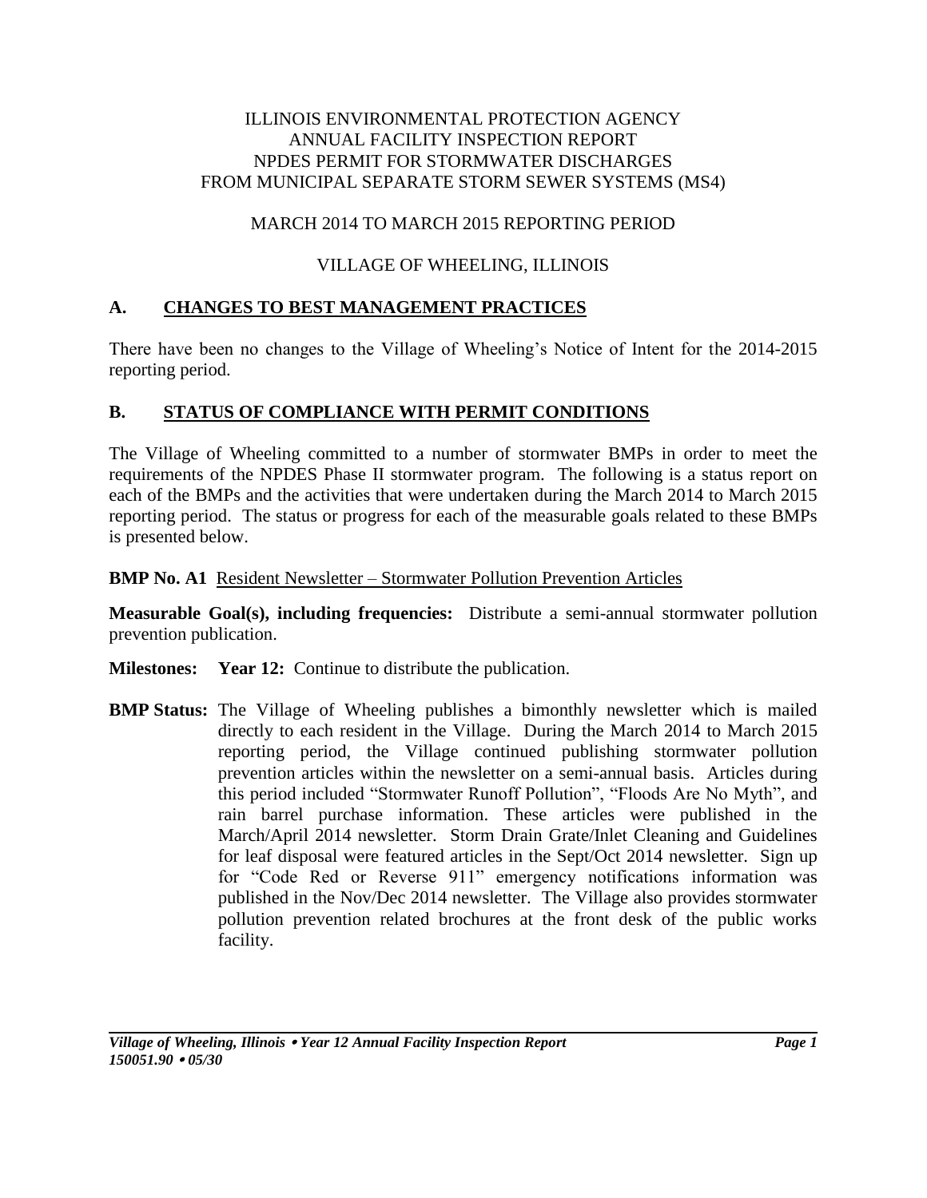ILLINOIS ENVIRONMENTAL PROTECTION AGENCY
ANNUAL FACILITY INSPECTION REPORT
NPDES PERMIT FOR STORMWATER DISCHARGES
FROM MUNICIPAL SEPARATE STORM SEWER SYSTEMS (MS4)

MARCH 2014 TO MARCH 2015 REPORTING PERIOD

VILLAGE OF WHEELING, ILLINOIS

## A. CHANGES TO BEST MANAGEMENT PRACTICES

There have been no changes to the Village of Wheeling's Notice of Intent for the 2014-2015 reporting period.

## B. STATUS OF COMPLIANCE WITH PERMIT CONDITIONS

The Village of Wheeling committed to a number of stormwater BMPs in order to meet the requirements of the NPDES Phase II stormwater program. The following is a status report on each of the BMPs and the activities that were undertaken during the March 2014 to March 2015 reporting period. The status or progress for each of the measurable goals related to these BMPs is presented below.

**BMP No. A1** Resident Newsletter – Stormwater Pollution Prevention Articles

**Measurable Goal(s), including frequencies:** Distribute a semi-annual stormwater pollution prevention publication.

**Milestones:** **Year 12:** Continue to distribute the publication.

**BMP Status:** The Village of Wheeling publishes a bimonthly newsletter which is mailed directly to each resident in the Village. During the March 2014 to March 2015 reporting period, the Village continued publishing stormwater pollution prevention articles within the newsletter on a semi-annual basis. Articles during this period included "Stormwater Runoff Pollution", "Floods Are No Myth", and rain barrel purchase information. These articles were published in the March/April 2014 newsletter. Storm Drain Grate/Inlet Cleaning and Guidelines for leaf disposal were featured articles in the Sept/Oct 2014 newsletter. Sign up for "Code Red or Reverse 911" emergency notifications information was published in the Nov/Dec 2014 newsletter. The Village also provides stormwater pollution prevention related brochures at the front desk of the public works facility.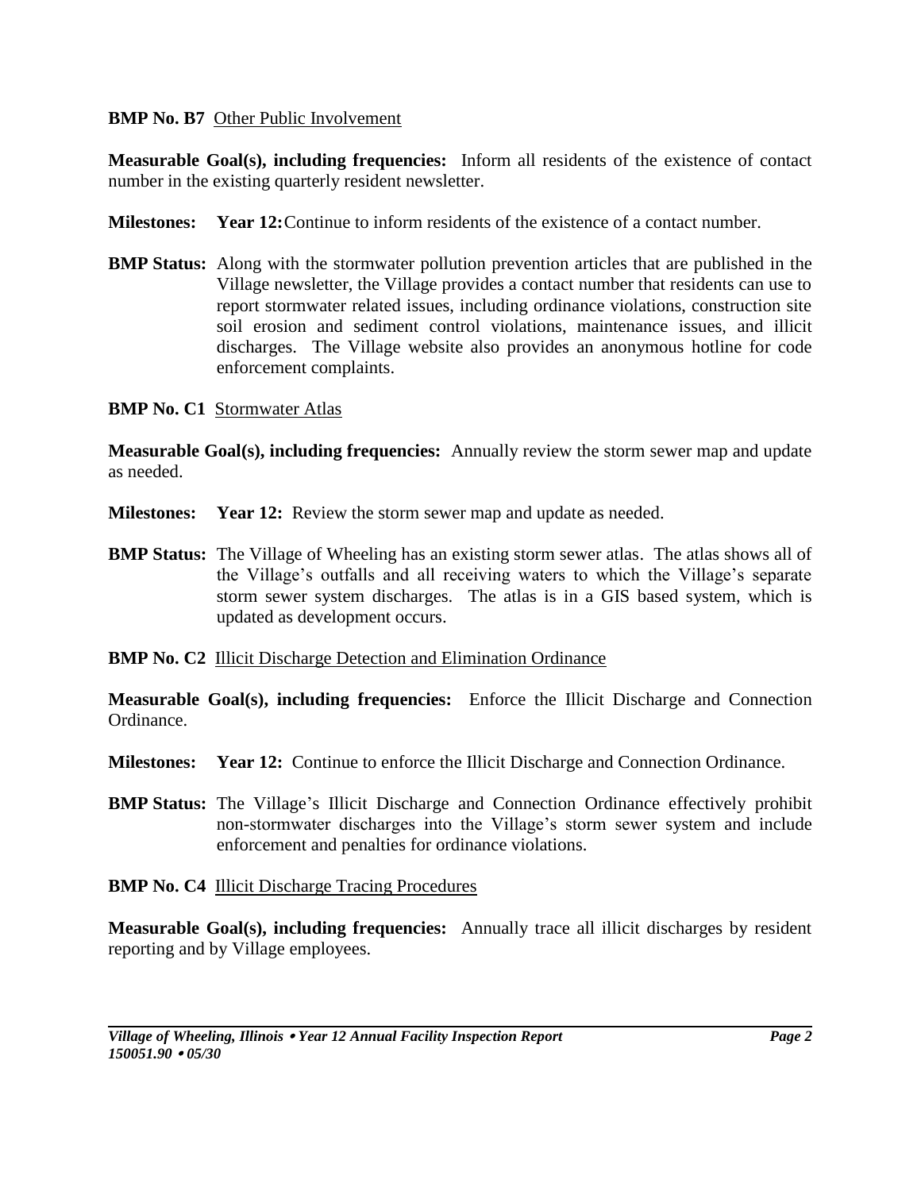**BMP No. B7** Other Public Involvement

**Measurable Goal(s), including frequencies:** Inform all residents of the existence of contact number in the existing quarterly resident newsletter.

**Milestones:** **Year 12:** Continue to inform residents of the existence of a contact number.

**BMP Status:** Along with the stormwater pollution prevention articles that are published in the Village newsletter, the Village provides a contact number that residents can use to report stormwater related issues, including ordinance violations, construction site soil erosion and sediment control violations, maintenance issues, and illicit discharges. The Village website also provides an anonymous hotline for code enforcement complaints.

**BMP No. C1** Stormwater Atlas

**Measurable Goal(s), including frequencies:** Annually review the storm sewer map and update as needed.

**Milestones:** **Year 12:** Review the storm sewer map and update as needed.

**BMP Status:** The Village of Wheeling has an existing storm sewer atlas. The atlas shows all of the Village's outfalls and all receiving waters to which the Village's separate storm sewer system discharges. The atlas is in a GIS based system, which is updated as development occurs.

**BMP No. C2** Illicit Discharge Detection and Elimination Ordinance

**Measurable Goal(s), including frequencies:** Enforce the Illicit Discharge and Connection Ordinance.

**Milestones:** **Year 12:** Continue to enforce the Illicit Discharge and Connection Ordinance.

**BMP Status:** The Village's Illicit Discharge and Connection Ordinance effectively prohibit non-stormwater discharges into the Village's storm sewer system and include enforcement and penalties for ordinance violations.

**BMP No. C4** Illicit Discharge Tracing Procedures

**Measurable Goal(s), including frequencies:** Annually trace all illicit discharges by resident reporting and by Village employees.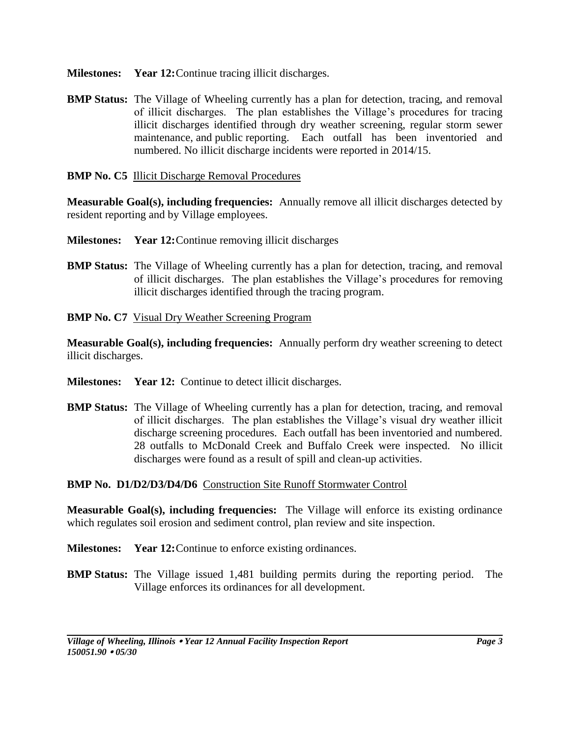**Milestones:** **Year 12:** Continue tracing illicit discharges.

**BMP Status:** The Village of Wheeling currently has a plan for detection, tracing, and removal of illicit discharges. The plan establishes the Village's procedures for tracing illicit discharges identified through dry weather screening, regular storm sewer maintenance, and public reporting. Each outfall has been inventoried and numbered. No illicit discharge incidents were reported in 2014/15.

**BMP No. C5** Illicit Discharge Removal Procedures

**Measurable Goal(s), including frequencies:** Annually remove all illicit discharges detected by resident reporting and by Village employees.

**Milestones:** **Year 12:** Continue removing illicit discharges

**BMP Status:** The Village of Wheeling currently has a plan for detection, tracing, and removal of illicit discharges. The plan establishes the Village's procedures for removing illicit discharges identified through the tracing program.

**BMP No. C7** Visual Dry Weather Screening Program

**Measurable Goal(s), including frequencies:** Annually perform dry weather screening to detect illicit discharges.

**Milestones:** **Year 12:** Continue to detect illicit discharges.

**BMP Status:** The Village of Wheeling currently has a plan for detection, tracing, and removal of illicit discharges. The plan establishes the Village's visual dry weather illicit discharge screening procedures. Each outfall has been inventoried and numbered. 28 outfalls to McDonald Creek and Buffalo Creek were inspected. No illicit discharges were found as a result of spill and clean-up activities.

**BMP No. D1/D2/D3/D4/D6** Construction Site Runoff Stormwater Control

**Measurable Goal(s), including frequencies:** The Village will enforce its existing ordinance which regulates soil erosion and sediment control, plan review and site inspection.

**Milestones:** **Year 12:** Continue to enforce existing ordinances.

**BMP Status:** The Village issued 1,481 building permits during the reporting period. The Village enforces its ordinances for all development.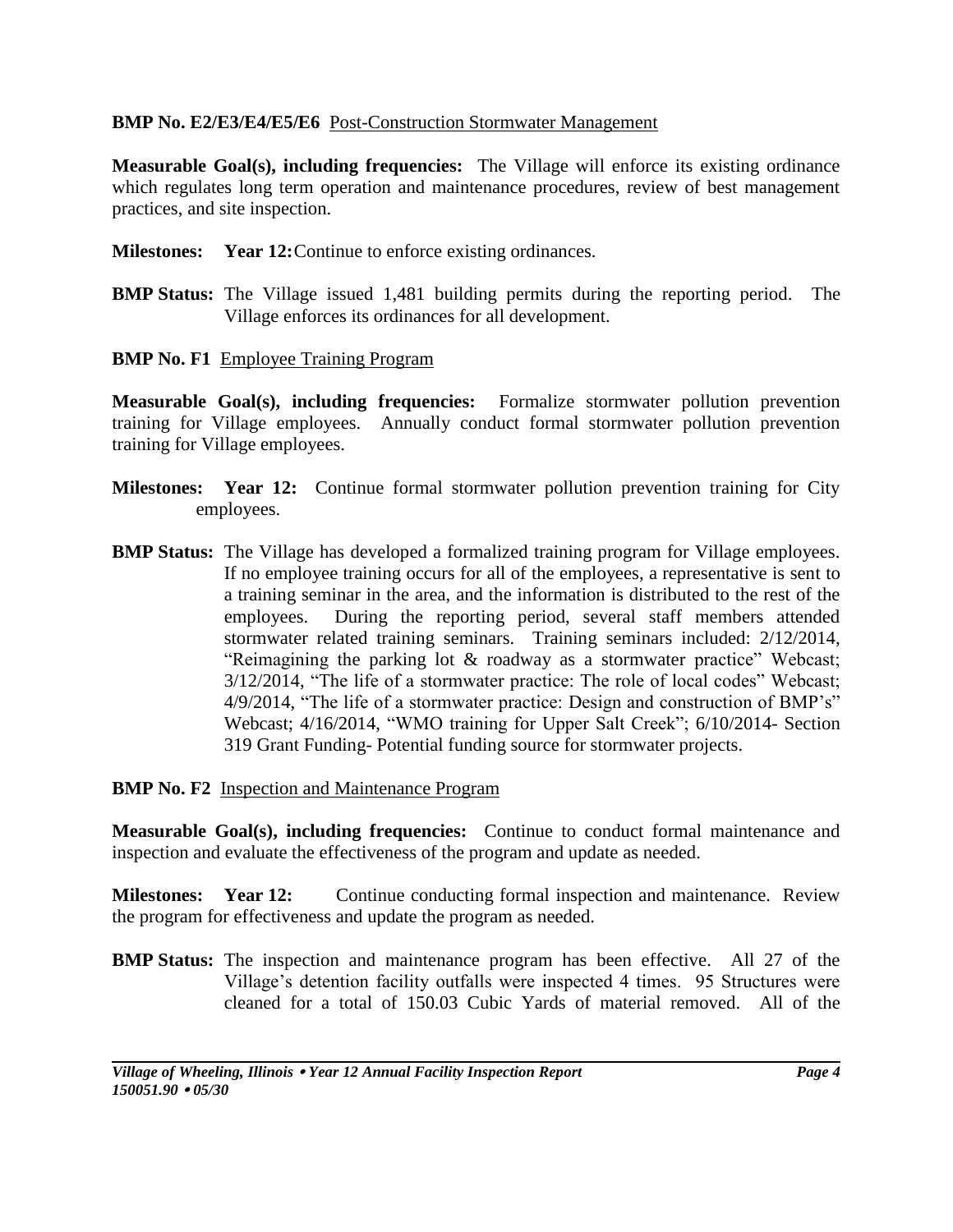**BMP No. E2/E3/E4/E5/E6** Post-Construction Stormwater Management

**Measurable Goal(s), including frequencies:** The Village will enforce its existing ordinance which regulates long term operation and maintenance procedures, review of best management practices, and site inspection.

**Milestones:** **Year 12:** Continue to enforce existing ordinances.

**BMP Status:** The Village issued 1,481 building permits during the reporting period. The Village enforces its ordinances for all development.

**BMP No. F1** Employee Training Program

**Measurable Goal(s), including frequencies:** Formalize stormwater pollution prevention training for Village employees. Annually conduct formal stormwater pollution prevention training for Village employees.

**Milestones:** **Year 12:** Continue formal stormwater pollution prevention training for City employees.

**BMP Status:** The Village has developed a formalized training program for Village employees. If no employee training occurs for all of the employees, a representative is sent to a training seminar in the area, and the information is distributed to the rest of the employees. During the reporting period, several staff members attended stormwater related training seminars. Training seminars included: 2/12/2014, "Reimagining the parking lot & roadway as a stormwater practice" Webcast; 3/12/2014, "The life of a stormwater practice: The role of local codes" Webcast; 4/9/2014, "The life of a stormwater practice: Design and construction of BMP's" Webcast; 4/16/2014, "WMO training for Upper Salt Creek"; 6/10/2014- Section 319 Grant Funding- Potential funding source for stormwater projects.

**BMP No. F2** Inspection and Maintenance Program

**Measurable Goal(s), including frequencies:** Continue to conduct formal maintenance and inspection and evaluate the effectiveness of the program and update as needed.

**Milestones:** **Year 12:** Continue conducting formal inspection and maintenance. Review the program for effectiveness and update the program as needed.

**BMP Status:** The inspection and maintenance program has been effective. All 27 of the Village's detention facility outfalls were inspected 4 times. 95 Structures were cleaned for a total of 150.03 Cubic Yards of material removed. All of the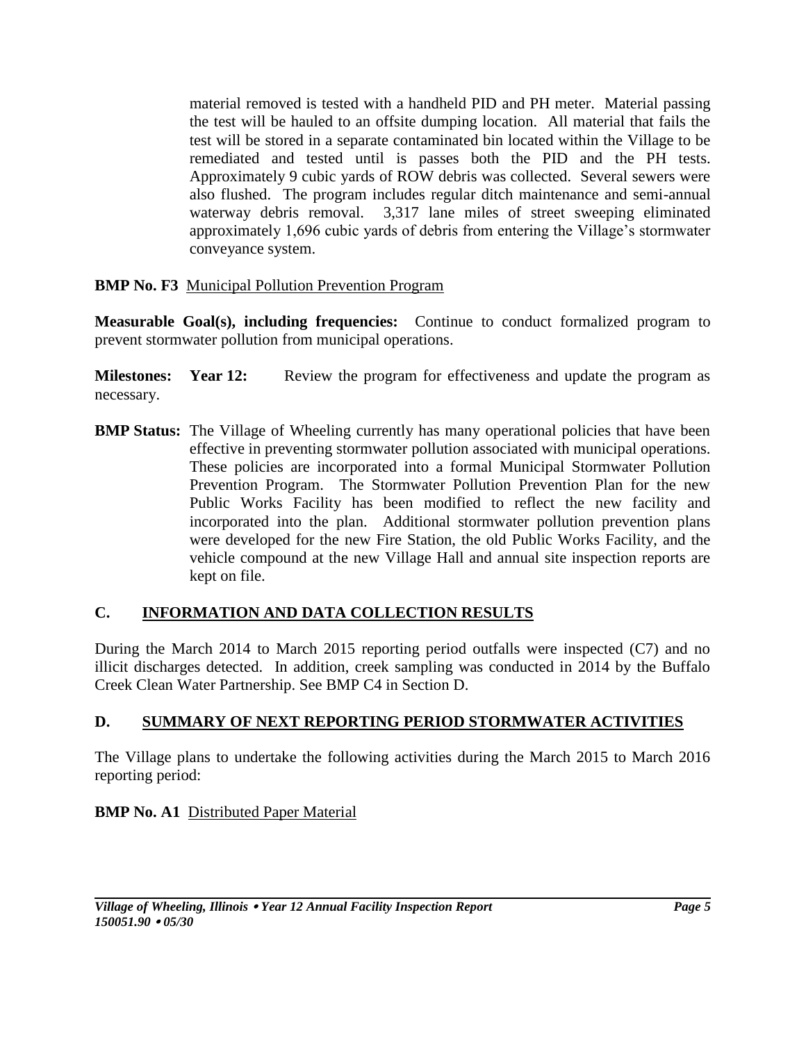material removed is tested with a handheld PID and PH meter. Material passing the test will be hauled to an offsite dumping location. All material that fails the test will be stored in a separate contaminated bin located within the Village to be remediated and tested until is passes both the PID and the PH tests. Approximately 9 cubic yards of ROW debris was collected. Several sewers were also flushed. The program includes regular ditch maintenance and semi-annual waterway debris removal. 3,317 lane miles of street sweeping eliminated approximately 1,696 cubic yards of debris from entering the Village's stormwater conveyance system.

**BMP No. F3** Municipal Pollution Prevention Program

**Measurable Goal(s), including frequencies:** Continue to conduct formalized program to prevent stormwater pollution from municipal operations.

**Milestones: Year 12:** Review the program for effectiveness and update the program as necessary.

**BMP Status:** The Village of Wheeling currently has many operational policies that have been effective in preventing stormwater pollution associated with municipal operations. These policies are incorporated into a formal Municipal Stormwater Pollution Prevention Program. The Stormwater Pollution Prevention Plan for the new Public Works Facility has been modified to reflect the new facility and incorporated into the plan. Additional stormwater pollution prevention plans were developed for the new Fire Station, the old Public Works Facility, and the vehicle compound at the new Village Hall and annual site inspection reports are kept on file.

## C. INFORMATION AND DATA COLLECTION RESULTS

During the March 2014 to March 2015 reporting period outfalls were inspected (C7) and no illicit discharges detected. In addition, creek sampling was conducted in 2014 by the Buffalo Creek Clean Water Partnership. See BMP C4 in Section D.

## D. SUMMARY OF NEXT REPORTING PERIOD STORMWATER ACTIVITIES

The Village plans to undertake the following activities during the March 2015 to March 2016 reporting period:

**BMP No. A1** Distributed Paper Material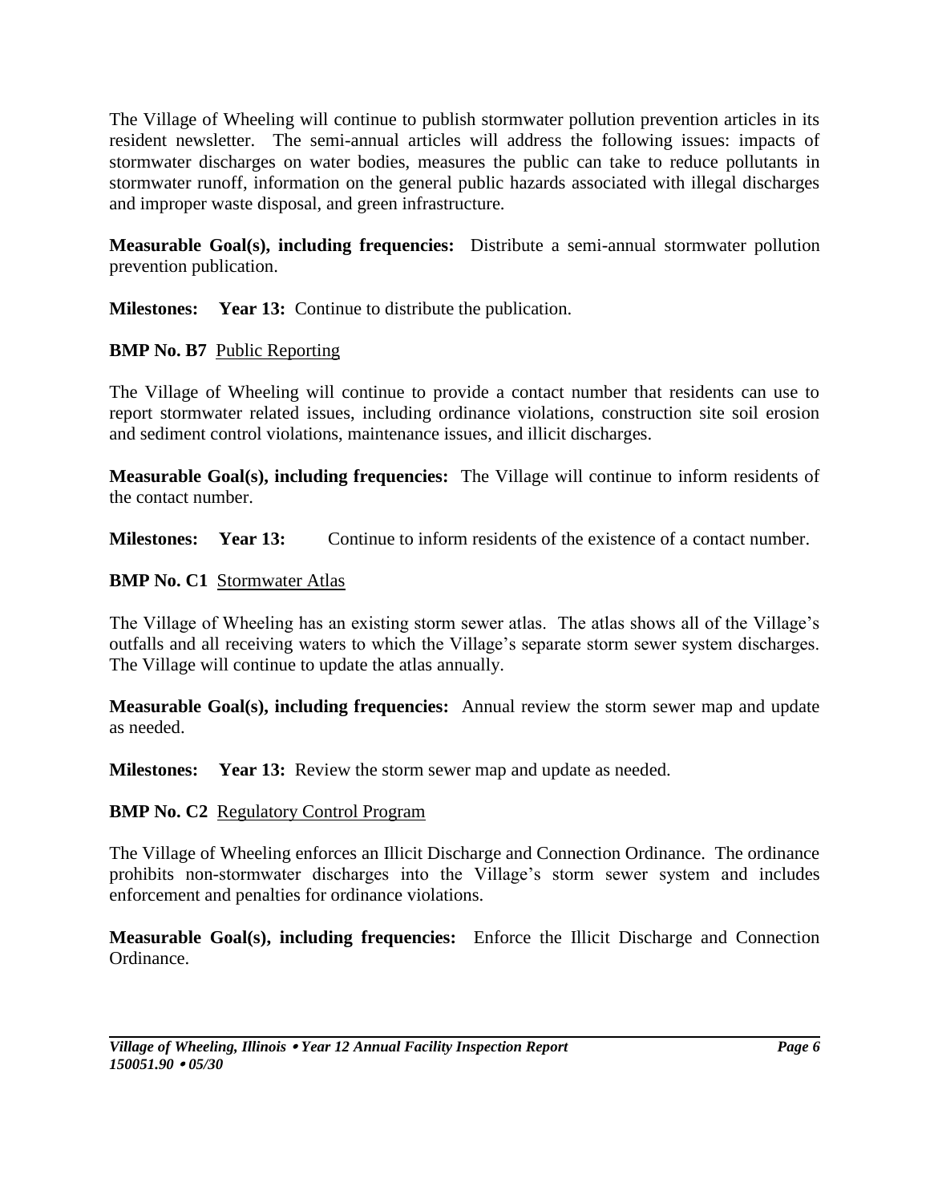The Village of Wheeling will continue to publish stormwater pollution prevention articles in its resident newsletter. The semi-annual articles will address the following issues: impacts of stormwater discharges on water bodies, measures the public can take to reduce pollutants in stormwater runoff, information on the general public hazards associated with illegal discharges and improper waste disposal, and green infrastructure.

**Measurable Goal(s), including frequencies:** Distribute a semi-annual stormwater pollution prevention publication.

**Milestones: Year 13:** Continue to distribute the publication.

**BMP No. B7** Public Reporting

The Village of Wheeling will continue to provide a contact number that residents can use to report stormwater related issues, including ordinance violations, construction site soil erosion and sediment control violations, maintenance issues, and illicit discharges.

**Measurable Goal(s), including frequencies:** The Village will continue to inform residents of the contact number.

**Milestones: Year 13:** Continue to inform residents of the existence of a contact number.

**BMP No. C1** Stormwater Atlas

The Village of Wheeling has an existing storm sewer atlas. The atlas shows all of the Village's outfalls and all receiving waters to which the Village's separate storm sewer system discharges. The Village will continue to update the atlas annually.

**Measurable Goal(s), including frequencies:** Annual review the storm sewer map and update as needed.

**Milestones: Year 13:** Review the storm sewer map and update as needed.

**BMP No. C2** Regulatory Control Program

The Village of Wheeling enforces an Illicit Discharge and Connection Ordinance. The ordinance prohibits non-stormwater discharges into the Village's storm sewer system and includes enforcement and penalties for ordinance violations.

**Measurable Goal(s), including frequencies:** Enforce the Illicit Discharge and Connection Ordinance.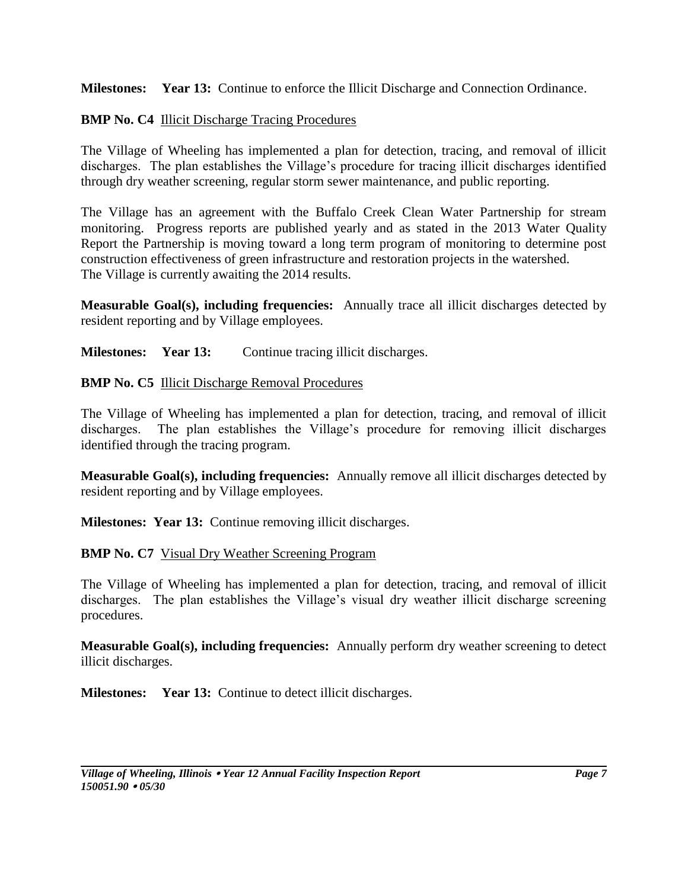**Milestones:** **Year 13:** Continue to enforce the Illicit Discharge and Connection Ordinance.

**BMP No. C4** Illicit Discharge Tracing Procedures

The Village of Wheeling has implemented a plan for detection, tracing, and removal of illicit discharges. The plan establishes the Village's procedure for tracing illicit discharges identified through dry weather screening, regular storm sewer maintenance, and public reporting.

The Village has an agreement with the Buffalo Creek Clean Water Partnership for stream monitoring. Progress reports are published yearly and as stated in the 2013 Water Quality Report the Partnership is moving toward a long term program of monitoring to determine post construction effectiveness of green infrastructure and restoration projects in the watershed. The Village is currently awaiting the 2014 results.

**Measurable Goal(s), including frequencies:** Annually trace all illicit discharges detected by resident reporting and by Village employees.

**Milestones:** **Year 13:** Continue tracing illicit discharges.

**BMP No. C5** Illicit Discharge Removal Procedures

The Village of Wheeling has implemented a plan for detection, tracing, and removal of illicit discharges. The plan establishes the Village's procedure for removing illicit discharges identified through the tracing program.

**Measurable Goal(s), including frequencies:** Annually remove all illicit discharges detected by resident reporting and by Village employees.

**Milestones:** **Year 13:** Continue removing illicit discharges.

**BMP No. C7** Visual Dry Weather Screening Program

The Village of Wheeling has implemented a plan for detection, tracing, and removal of illicit discharges. The plan establishes the Village's visual dry weather illicit discharge screening procedures.

**Measurable Goal(s), including frequencies:** Annually perform dry weather screening to detect illicit discharges.

**Milestones:** **Year 13:** Continue to detect illicit discharges.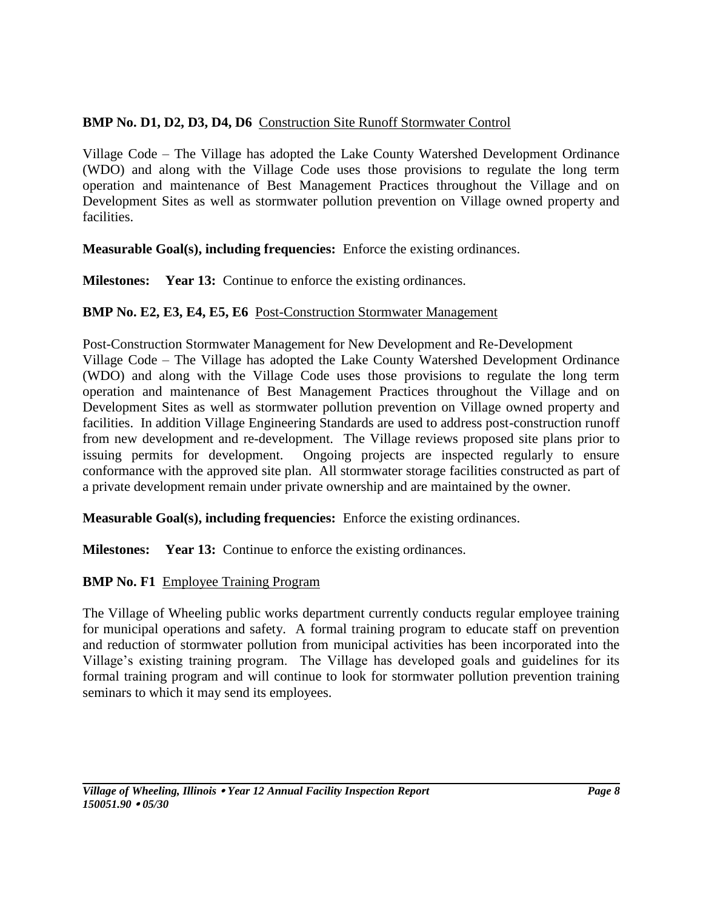**BMP No. D1, D2, D3, D4, D6** Construction Site Runoff Stormwater Control

Village Code – The Village has adopted the Lake County Watershed Development Ordinance (WDO) and along with the Village Code uses those provisions to regulate the long term operation and maintenance of Best Management Practices throughout the Village and on Development Sites as well as stormwater pollution prevention on Village owned property and facilities.

**Measurable Goal(s), including frequencies:** Enforce the existing ordinances.

**Milestones:** **Year 13:** Continue to enforce the existing ordinances.

**BMP No. E2, E3, E4, E5, E6** Post-Construction Stormwater Management

Post-Construction Stormwater Management for New Development and Re-Development
Village Code – The Village has adopted the Lake County Watershed Development Ordinance (WDO) and along with the Village Code uses those provisions to regulate the long term operation and maintenance of Best Management Practices throughout the Village and on Development Sites as well as stormwater pollution prevention on Village owned property and facilities. In addition Village Engineering Standards are used to address post-construction runoff from new development and re-development. The Village reviews proposed site plans prior to issuing permits for development. Ongoing projects are inspected regularly to ensure conformance with the approved site plan. All stormwater storage facilities constructed as part of a private development remain under private ownership and are maintained by the owner.

**Measurable Goal(s), including frequencies:** Enforce the existing ordinances.

**Milestones:** **Year 13:** Continue to enforce the existing ordinances.

**BMP No. F1** Employee Training Program

The Village of Wheeling public works department currently conducts regular employee training for municipal operations and safety. A formal training program to educate staff on prevention and reduction of stormwater pollution from municipal activities has been incorporated into the Village's existing training program. The Village has developed goals and guidelines for its formal training program and will continue to look for stormwater pollution prevention training seminars to which it may send its employees.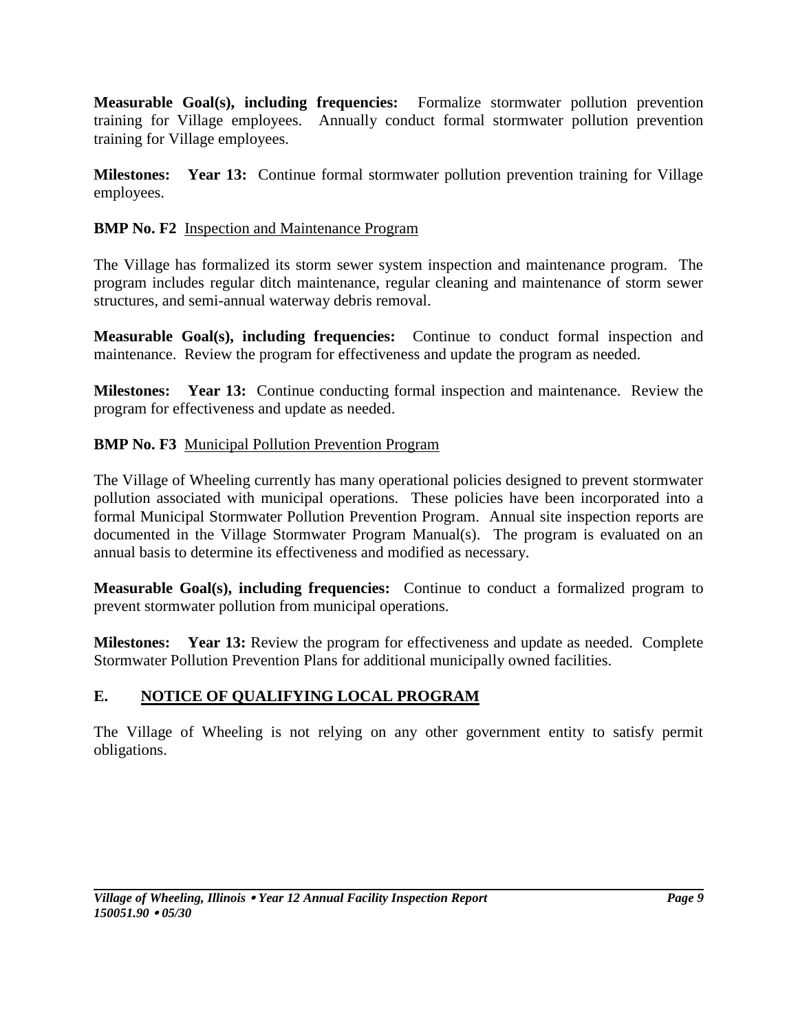**Measurable Goal(s), including frequencies:** Formalize stormwater pollution prevention training for Village employees. Annually conduct formal stormwater pollution prevention training for Village employees.

**Milestones:** **Year 13:** Continue formal stormwater pollution prevention training for Village employees.

**BMP No. F2** Inspection and Maintenance Program

The Village has formalized its storm sewer system inspection and maintenance program. The program includes regular ditch maintenance, regular cleaning and maintenance of storm sewer structures, and semi-annual waterway debris removal.

**Measurable Goal(s), including frequencies:** Continue to conduct formal inspection and maintenance. Review the program for effectiveness and update the program as needed.

**Milestones:** **Year 13:** Continue conducting formal inspection and maintenance. Review the program for effectiveness and update as needed.

**BMP No. F3** Municipal Pollution Prevention Program

The Village of Wheeling currently has many operational policies designed to prevent stormwater pollution associated with municipal operations. These policies have been incorporated into a formal Municipal Stormwater Pollution Prevention Program. Annual site inspection reports are documented in the Village Stormwater Program Manual(s). The program is evaluated on an annual basis to determine its effectiveness and modified as necessary.

**Measurable Goal(s), including frequencies:** Continue to conduct a formalized program to prevent stormwater pollution from municipal operations.

**Milestones:** **Year 13:** Review the program for effectiveness and update as needed. Complete Stormwater Pollution Prevention Plans for additional municipally owned facilities.

## E. NOTICE OF QUALIFYING LOCAL PROGRAM

The Village of Wheeling is not relying on any other government entity to satisfy permit obligations.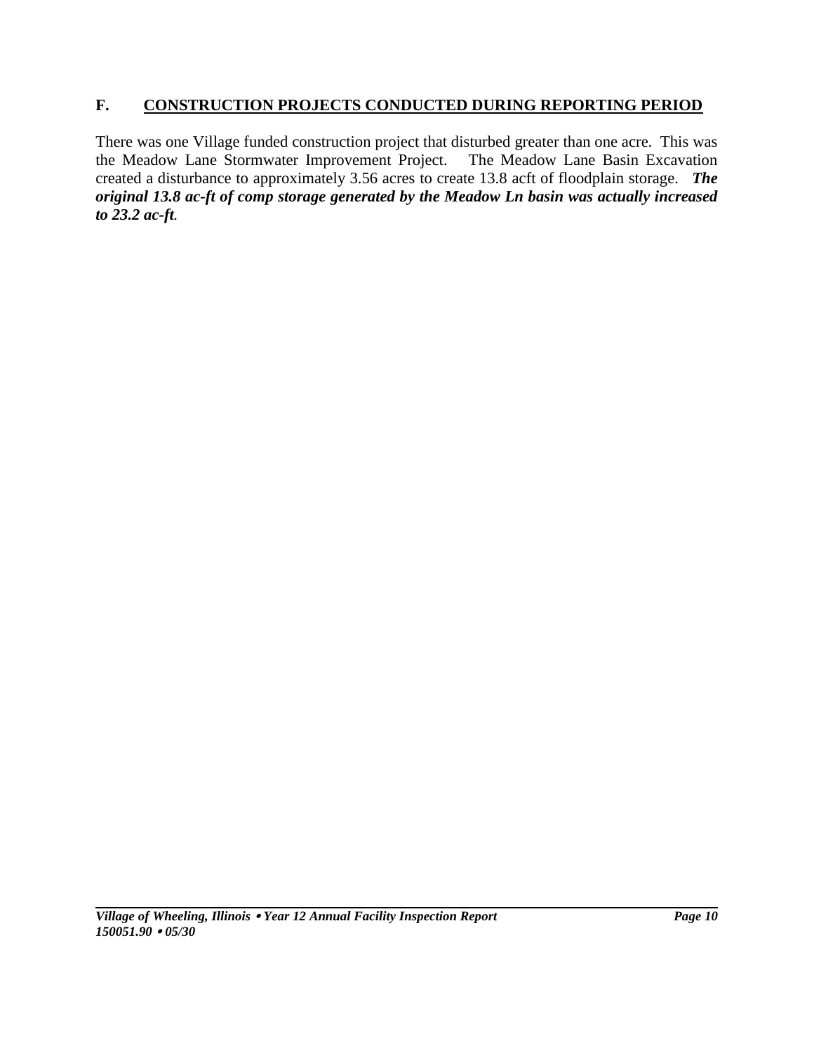## F. CONSTRUCTION PROJECTS CONDUCTED DURING REPORTING PERIOD

There was one Village funded construction project that disturbed greater than one acre. This was the Meadow Lane Stormwater Improvement Project. The Meadow Lane Basin Excavation created a disturbance to approximately 3.56 acres to create 13.8 acft of floodplain storage. ***The original 13.8 ac-ft of comp storage generated by the Meadow Ln basin was actually increased to 23.2 ac-ft***.